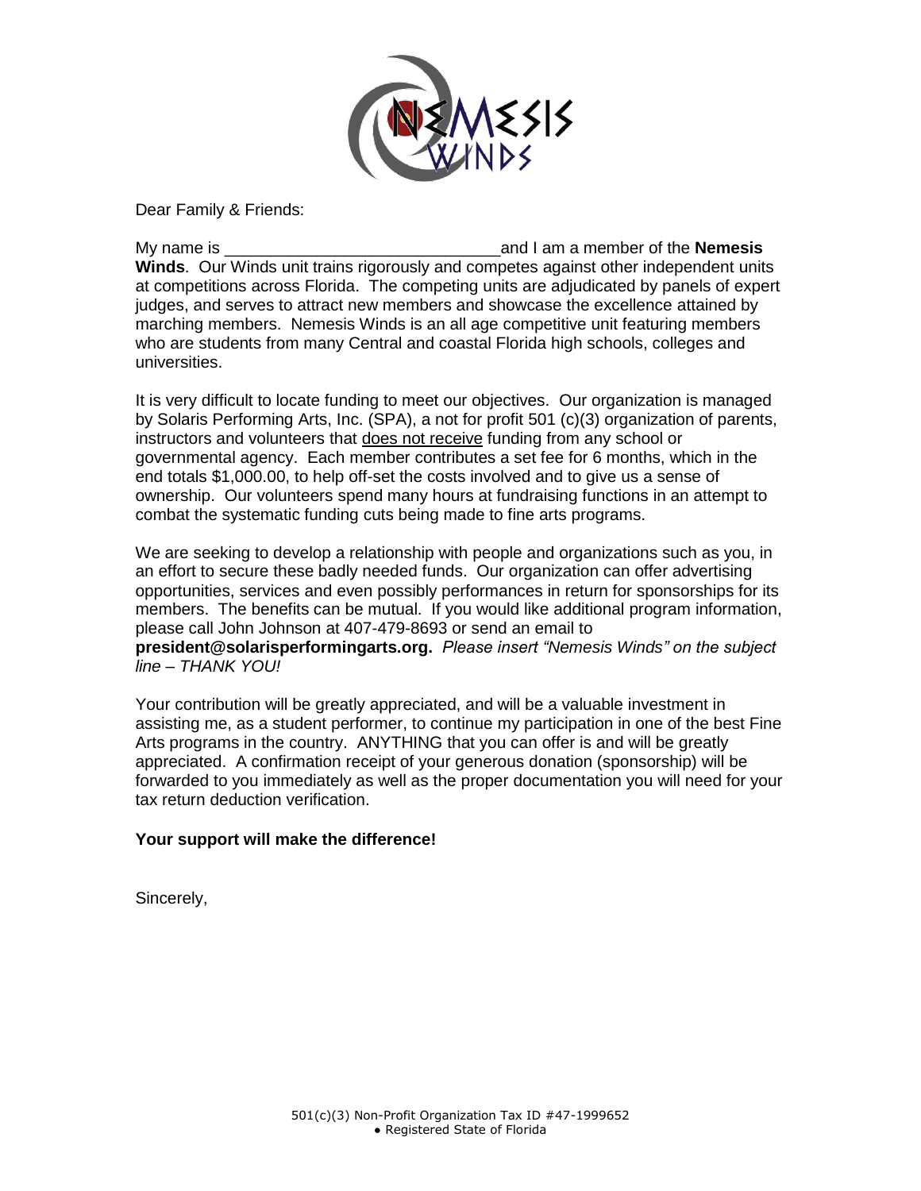Dear Family & Friends:

My name is ______________________________ and I am a member of the **Nemesis Winds**. Our Winds unit trains rigorously and competes against other independent units at competitions across Florida. The competing units are adjudicated by panels of expert judges, and serves to attract new members and showcase the excellence attained by marching members. Nemesis Winds is an all age competitive unit featuring members who are students from many Central and coastal Florida high schools, colleges and universities.

It is very difficult to locate funding to meet our objectives. Our organization is managed by Solaris Performing Arts, Inc. (SPA), a not for profit 501 (c)(3) organization of parents, instructors and volunteers that does not receive funding from any school or governmental agency. Each member contributes a set fee for 6 months, which in the end totals $1,000.00, to help off-set the costs involved and to give us a sense of ownership. Our volunteers spend many hours at fundraising functions in an attempt to combat the systematic funding cuts being made to fine arts programs.

We are seeking to develop a relationship with people and organizations such as you, in an effort to secure these badly needed funds. Our organization can offer advertising opportunities, services and even possibly performances in return for sponsorships for its members. The benefits can be mutual. If you would like additional program information, please call John Johnson at 407-479-8693 or send an email to **president@solarisperformingarts.org.** *Please insert "Nemesis Winds" on the subject line – THANK YOU!*

Your contribution will be greatly appreciated, and will be a valuable investment in assisting me, as a student performer, to continue my participation in one of the best Fine Arts programs in the country. ANYTHING that you can offer is and will be greatly appreciated. A confirmation receipt of your generous donation (sponsorship) will be forwarded to you immediately as well as the proper documentation you will need for your tax return deduction verification.

**Your support will make the difference!**

Sincerely,

501(c)(3) Non-Profit Organization Tax ID #47-1999652
● Registered State of Florida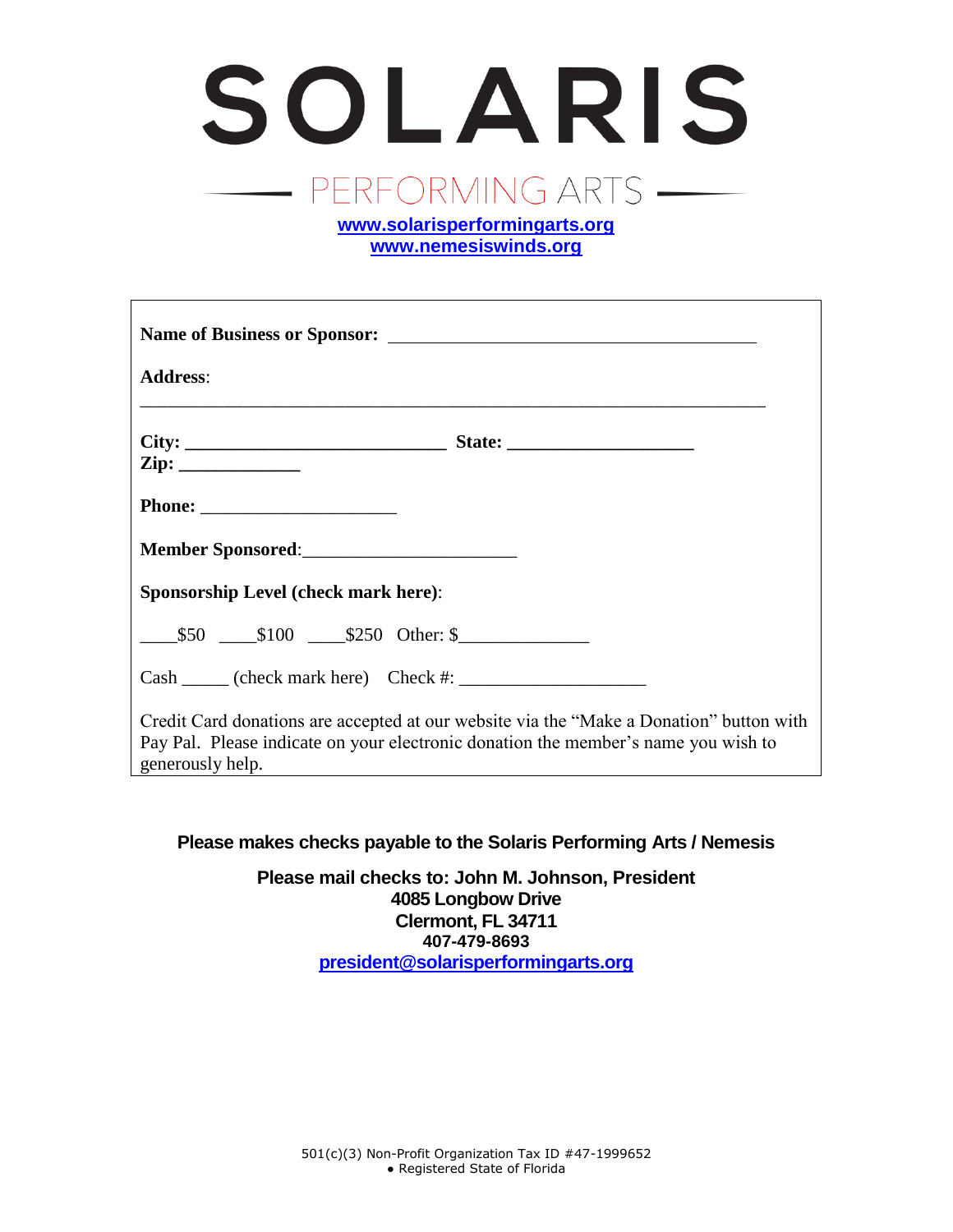# SOLARIS

## PERFORMING ARTS

www.solarisperformingarts.org
www.nemesiswinds.org

**Name of Business or Sponsor:** ________________________________________

**Address**:

_____________________________________________________________________

**City:** ____________________________ **State:** ____________________
**Zip:** _____________

**Phone:** _____________________

**Member Sponsored**:_______________________

**Sponsorship Level (check mark here)**:

____$50 ____$100 ____$250 Other: $_____________

Cash _____ (check mark here) Check #: ____________________

Credit Card donations are accepted at our website via the "Make a Donation" button with Pay Pal. Please indicate on your electronic donation the member's name you wish to generously help.

**Please makes checks payable to the Solaris Performing Arts / Nemesis**

**Please mail checks to: John M. Johnson, President**
**4085 Longbow Drive**
**Clermont, FL 34711**
**407-479-8693**
**president@solarisperformingarts.org**

501(c)(3) Non-Profit Organization Tax ID #47-1999652
● Registered State of Florida